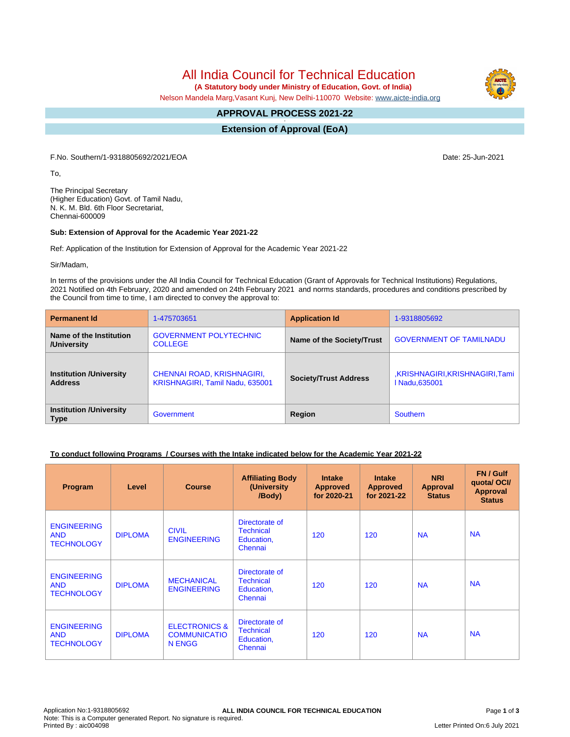# All India Council for Technical Education

**(A Statutory body under Ministry of Education, Govt. of India)**

Nelson Mandela Marg,Vasant Kunj, New Delhi-110070 Website: www.aicte-india.org

## APPROVAL PROCESS 2021-22

## Extension of Approval (EoA)

F.No. Southern/1-9318805692/2021/EOA

Date: 25-Jun-2021

To,

The Principal Secretary
(Higher Education) Govt. of Tamil Nadu,
N. K. M. Bld. 6th Floor Secretariat,
Chennai-600009

**Sub: Extension of Approval for the Academic Year 2021-22**

Ref: Application of the Institution for Extension of Approval for the Academic Year 2021-22

Sir/Madam,

In terms of the provisions under the All India Council for Technical Education (Grant of Approvals for Technical Institutions) Regulations, 2021 Notified on 4th February, 2020 and amended on 24th February 2021 and norms standards, procedures and conditions prescribed by the Council from time to time, I am directed to convey the approval to:

| **Permanent Id** | 1-475703651 | **Application Id** | 1-9318805692 |
|---|---|---|---|
| **Name of the Institution /University** | GOVERNMENT POLYTECHNIC COLLEGE | **Name of the Society/Trust** | GOVERNMENT OF TAMILNADU |
| **Institution /University Address** | CHENNAI ROAD, KRISHNAGIRI, KRISHNAGIRI, Tamil Nadu, 635001 | **Society/Trust Address** | ,KRISHNAGIRI,KRISHNAGIRI,Tamil Nadu,635001 |
| **Institution /University Type** | Government | **Region** | Southern |

**To conduct following Programs / Courses with the Intake indicated below for the Academic Year 2021-22**

| Program | Level | Course | Affiliating Body (University /Body) | Intake Approved for 2020-21 | Intake Approved for 2021-22 | NRI Approval Status | FN / Gulf quota/ OCI/ Approval Status |
|---|---|---|---|---|---|---|---|
| ENGINEERING AND TECHNOLOGY | DIPLOMA | CIVIL ENGINEERING | Directorate of Technical Education, Chennai | 120 | 120 | NA | NA |
| ENGINEERING AND TECHNOLOGY | DIPLOMA | MECHANICAL ENGINEERING | Directorate of Technical Education, Chennai | 120 | 120 | NA | NA |
| ENGINEERING AND TECHNOLOGY | DIPLOMA | ELECTRONICS & COMMUNICATION ENGG | Directorate of Technical Education, Chennai | 120 | 120 | NA | NA |

Application No:1-9318805692
Note: This is a Computer generated Report. No signature is required.
Printed By : aic004098

Letter Printed On:6 July 2021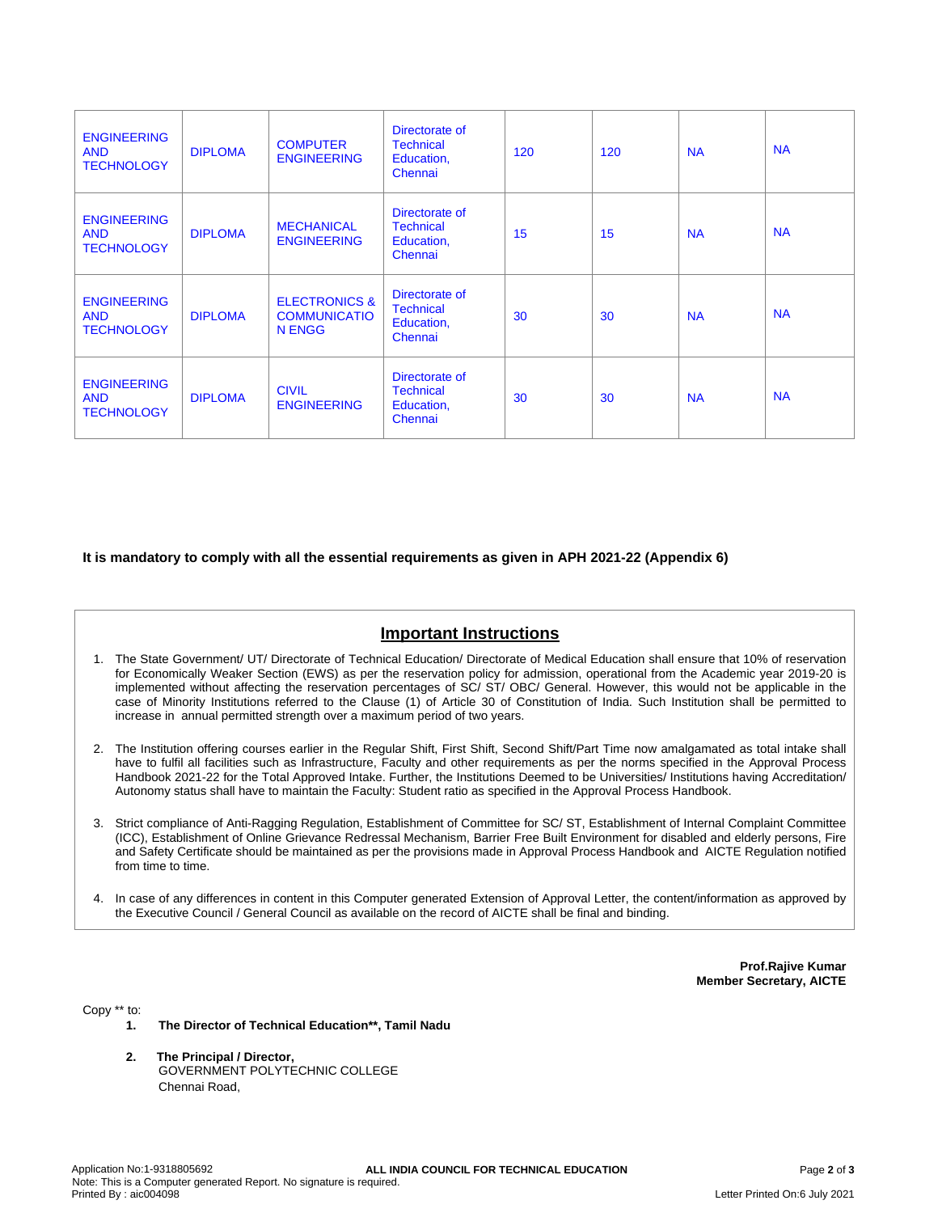| | | | | | | | |
|---|---|---|---|---|---|---|---|
| ENGINEERING AND TECHNOLOGY | DIPLOMA | COMPUTER ENGINEERING | Directorate of Technical Education, Chennai | 120 | 120 | NA | NA |
| ENGINEERING AND TECHNOLOGY | DIPLOMA | MECHANICAL ENGINEERING | Directorate of Technical Education, Chennai | 15 | 15 | NA | NA |
| ENGINEERING AND TECHNOLOGY | DIPLOMA | ELECTRONICS & COMMUNICATIO N ENGG | Directorate of Technical Education, Chennai | 30 | 30 | NA | NA |
| ENGINEERING AND TECHNOLOGY | DIPLOMA | CIVIL ENGINEERING | Directorate of Technical Education, Chennai | 30 | 30 | NA | NA |

**It is mandatory to comply with all the essential requirements as given in APH 2021-22 (Appendix 6)**

## Important Instructions

1. The State Government/ UT/ Directorate of Technical Education/ Directorate of Medical Education shall ensure that 10% of reservation for Economically Weaker Section (EWS) as per the reservation policy for admission, operational from the Academic year 2019-20 is implemented without affecting the reservation percentages of SC/ ST/ OBC/ General. However, this would not be applicable in the case of Minority Institutions referred to the Clause (1) of Article 30 of Constitution of India. Such Institution shall be permitted to increase in annual permitted strength over a maximum period of two years.

2. The Institution offering courses earlier in the Regular Shift, First Shift, Second Shift/Part Time now amalgamated as total intake shall have to fulfil all facilities such as Infrastructure, Faculty and other requirements as per the norms specified in the Approval Process Handbook 2021-22 for the Total Approved Intake. Further, the Institutions Deemed to be Universities/ Institutions having Accreditation/ Autonomy status shall have to maintain the Faculty: Student ratio as specified in the Approval Process Handbook.

3. Strict compliance of Anti-Ragging Regulation, Establishment of Committee for SC/ ST, Establishment of Internal Complaint Committee (ICC), Establishment of Online Grievance Redressal Mechanism, Barrier Free Built Environment for disabled and elderly persons, Fire and Safety Certificate should be maintained as per the provisions made in Approval Process Handbook and AICTE Regulation notified from time to time.

4. In case of any differences in content in this Computer generated Extension of Approval Letter, the content/information as approved by the Executive Council / General Council as available on the record of AICTE shall be final and binding.

**Prof.Rajive Kumar**
**Member Secretary, AICTE**

Copy ** to:

1. **The Director of Technical Education**, Tamil Nadu**

2. **The Principal / Director,**
   GOVERNMENT POLYTECHNIC COLLEGE
   Chennai Road,

Application No:1-9318805692
ALL INDIA COUNCIL FOR TECHNICAL EDUCATION
Note: This is a Computer generated Report. No signature is required.
Printed By : aic004098
Letter Printed On:6 July 2021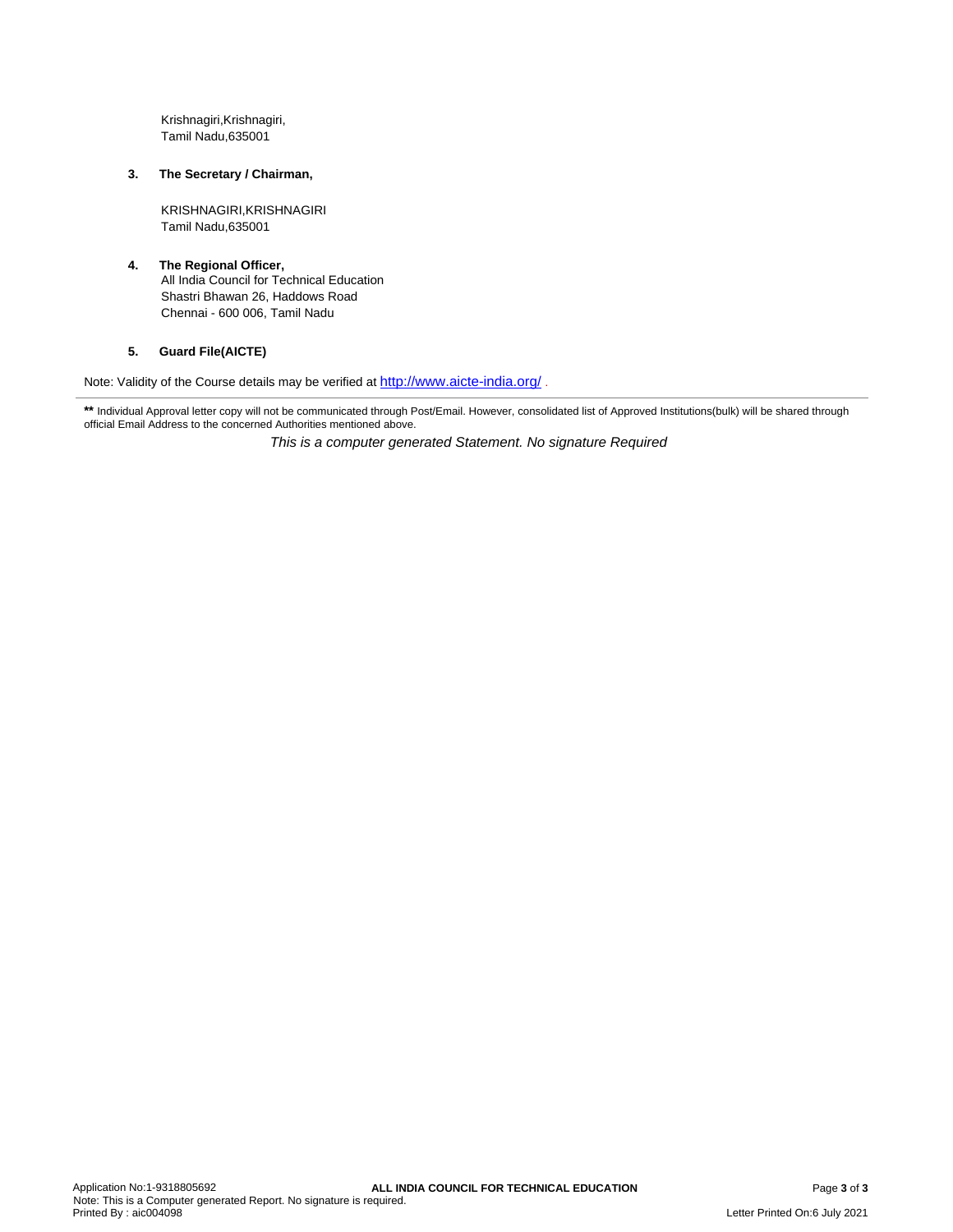Krishnagiri,Krishnagiri,
Tamil Nadu,635001

3. **The Secretary / Chairman,**

   KRISHNAGIRI,KRISHNAGIRI
   Tamil Nadu,635001

4. **The Regional Officer,**
   All India Council for Technical Education
   Shastri Bhawan 26, Haddows Road
   Chennai - 600 006, Tamil Nadu

5. **Guard File(AICTE)**

Note: Validity of the Course details may be verified at http://www.aicte-india.org/ .

---

**\*\*** Individual Approval letter copy will not be communicated through Post/Email. However, consolidated list of Approved Institutions(bulk) will be shared through official Email Address to the concerned Authorities mentioned above.

*This is a computer generated Statement. No signature Required*

Application No:1-9318805692
Note: This is a Computer generated Report. No signature is required.
Printed By : aic004098

Letter Printed On:6 July 2021